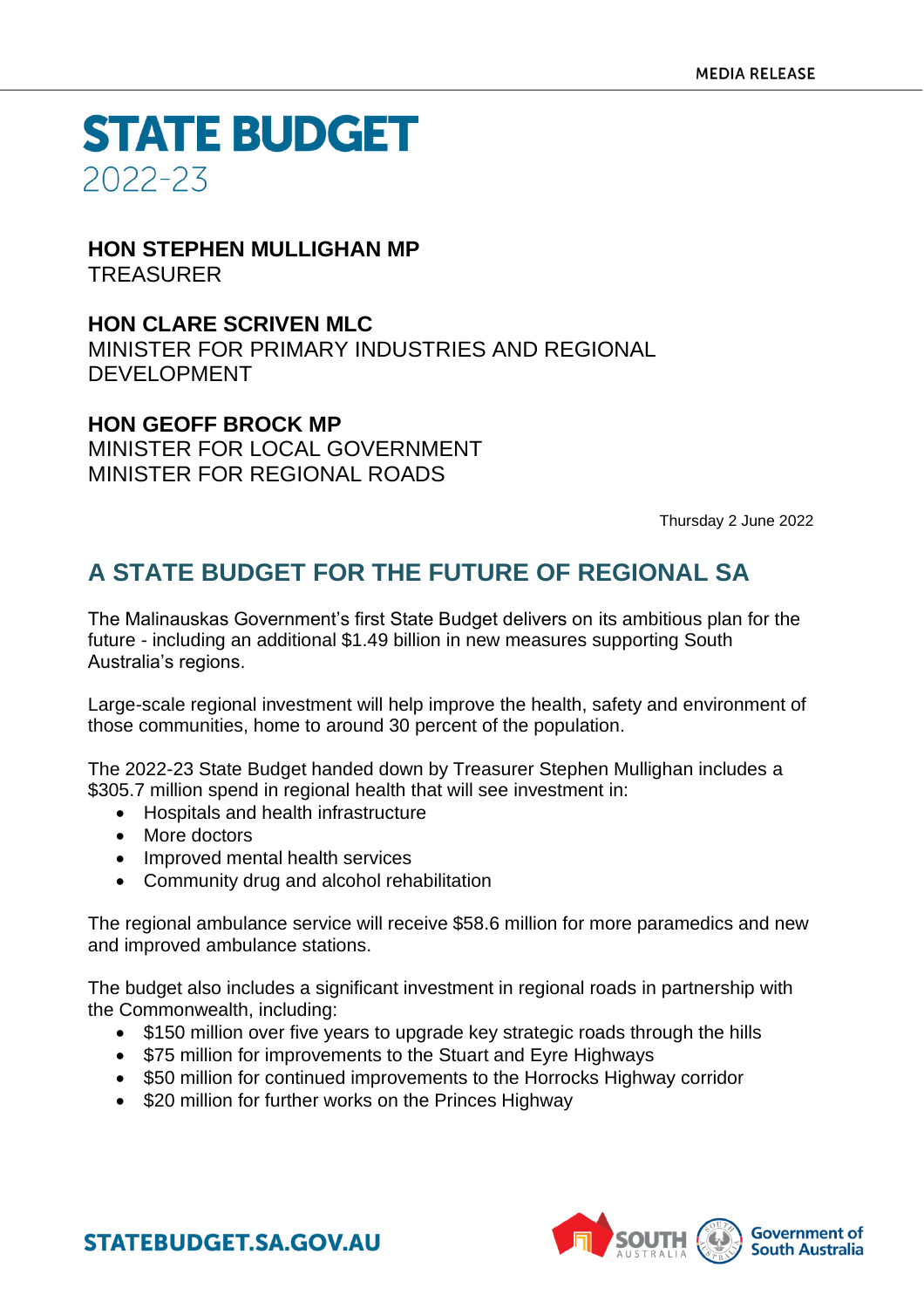MEDIA RELEASE

# STATE BUDGET
2022-23

**HON STEPHEN MULLIGHAN MP**
TREASURER

**HON CLARE SCRIVEN MLC**
MINISTER FOR PRIMARY INDUSTRIES AND REGIONAL DEVELOPMENT

**HON GEOFF BROCK MP**
MINISTER FOR LOCAL GOVERNMENT
MINISTER FOR REGIONAL ROADS

Thursday 2 June 2022

## A STATE BUDGET FOR THE FUTURE OF REGIONAL SA

The Malinauskas Government's first State Budget delivers on its ambitious plan for the future - including an additional $1.49 billion in new measures supporting South Australia's regions.

Large-scale regional investment will help improve the health, safety and environment of those communities, home to around 30 percent of the population.

The 2022-23 State Budget handed down by Treasurer Stephen Mullighan includes a $305.7 million spend in regional health that will see investment in:

- Hospitals and health infrastructure
- More doctors
- Improved mental health services
- Community drug and alcohol rehabilitation

The regional ambulance service will receive $58.6 million for more paramedics and new and improved ambulance stations.

The budget also includes a significant investment in regional roads in partnership with the Commonwealth, including:

- $150 million over five years to upgrade key strategic roads through the hills
- $75 million for improvements to the Stuart and Eyre Highways
- $50 million for continued improvements to the Horrocks Highway corridor
- $20 million for further works on the Princes Highway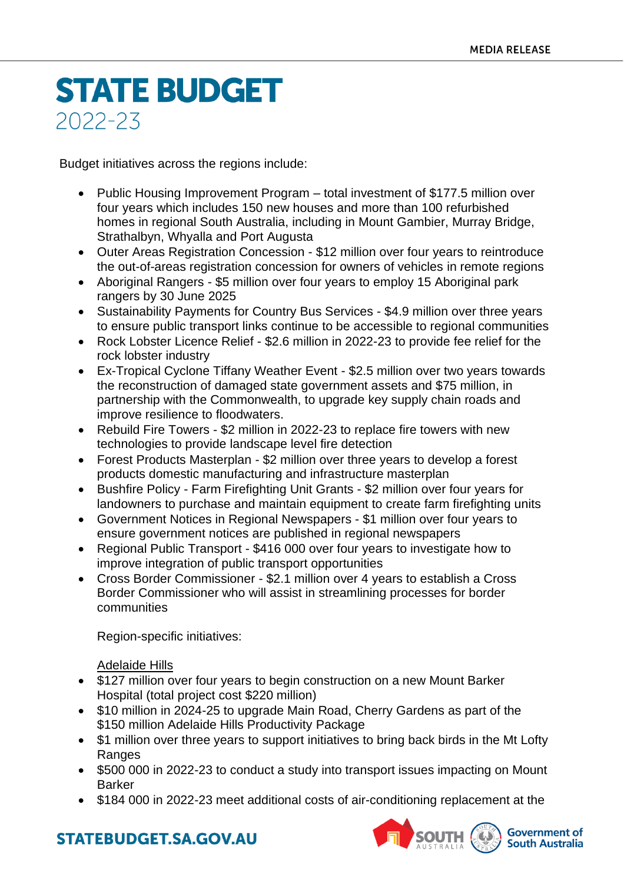Budget initiatives across the regions include:

- Public Housing Improvement Program – total investment of $177.5 million over four years which includes 150 new houses and more than 100 refurbished homes in regional South Australia, including in Mount Gambier, Murray Bridge, Strathalbyn, Whyalla and Port Augusta
- Outer Areas Registration Concession - $12 million over four years to reintroduce the out-of-areas registration concession for owners of vehicles in remote regions
- Aboriginal Rangers - $5 million over four years to employ 15 Aboriginal park rangers by 30 June 2025
- Sustainability Payments for Country Bus Services - $4.9 million over three years to ensure public transport links continue to be accessible to regional communities
- Rock Lobster Licence Relief - $2.6 million in 2022-23 to provide fee relief for the rock lobster industry
- Ex-Tropical Cyclone Tiffany Weather Event - $2.5 million over two years towards the reconstruction of damaged state government assets and $75 million, in partnership with the Commonwealth, to upgrade key supply chain roads and improve resilience to floodwaters.
- Rebuild Fire Towers - $2 million in 2022-23 to replace fire towers with new technologies to provide landscape level fire detection
- Forest Products Masterplan - $2 million over three years to develop a forest products domestic manufacturing and infrastructure masterplan
- Bushfire Policy - Farm Firefighting Unit Grants - $2 million over four years for landowners to purchase and maintain equipment to create farm firefighting units
- Government Notices in Regional Newspapers - $1 million over four years to ensure government notices are published in regional newspapers
- Regional Public Transport - $416 000 over four years to investigate how to improve integration of public transport opportunities
- Cross Border Commissioner - $2.1 million over 4 years to establish a Cross Border Commissioner who will assist in streamlining processes for border communities

Region-specific initiatives:

<u>Adelaide Hills</u>

- $127 million over four years to begin construction on a new Mount Barker Hospital (total project cost $220 million)
- $10 million in 2024-25 to upgrade Main Road, Cherry Gardens as part of the $150 million Adelaide Hills Productivity Package
- $1 million over three years to support initiatives to bring back birds in the Mt Lofty Ranges
- $500 000 in 2022-23 to conduct a study into transport issues impacting on Mount Barker
- $184 000 in 2022-23 meet additional costs of air-conditioning replacement at the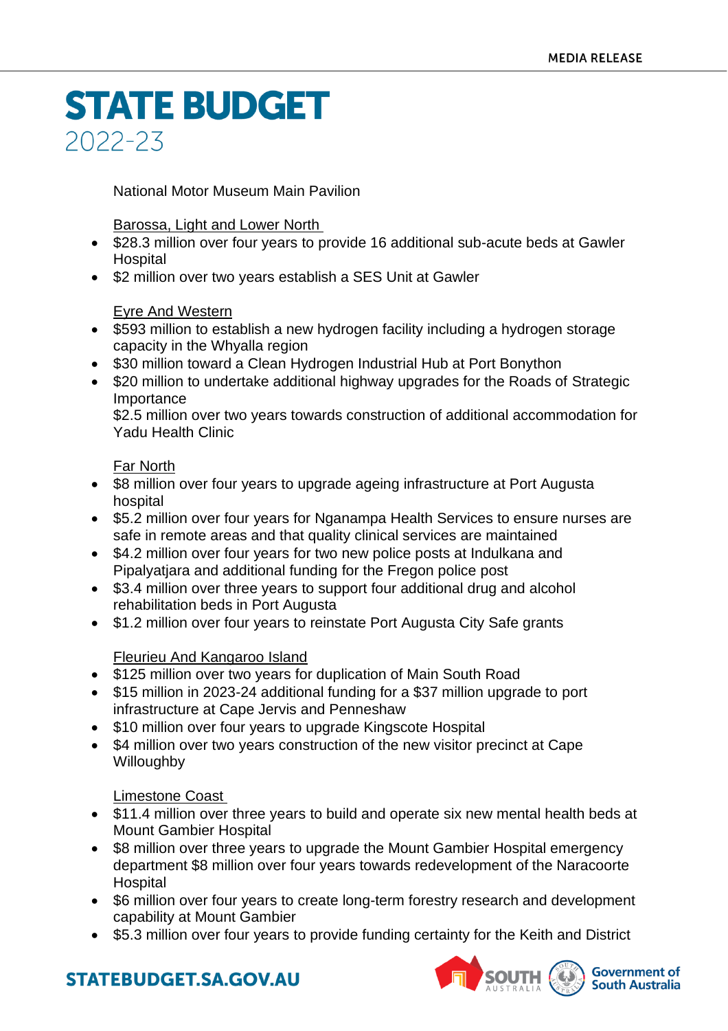National Motor Museum Main Pavilion

Barossa, Light and Lower North

- $28.3 million over four years to provide 16 additional sub-acute beds at Gawler Hospital
- $2 million over two years establish a SES Unit at Gawler

Eyre And Western

- $593 million to establish a new hydrogen facility including a hydrogen storage capacity in the Whyalla region
- $30 million toward a Clean Hydrogen Industrial Hub at Port Bonython
- $20 million to undertake additional highway upgrades for the Roads of Strategic Importance
  $2.5 million over two years towards construction of additional accommodation for Yadu Health Clinic

Far North

- $8 million over four years to upgrade ageing infrastructure at Port Augusta hospital
- $5.2 million over four years for Nganampa Health Services to ensure nurses are safe in remote areas and that quality clinical services are maintained
- $4.2 million over four years for two new police posts at Indulkana and Pipalyatjara and additional funding for the Fregon police post
- $3.4 million over three years to support four additional drug and alcohol rehabilitation beds in Port Augusta
- $1.2 million over four years to reinstate Port Augusta City Safe grants

Fleurieu And Kangaroo Island

- $125 million over two years for duplication of Main South Road
- $15 million in 2023-24 additional funding for a $37 million upgrade to port infrastructure at Cape Jervis and Penneshaw
- $10 million over four years to upgrade Kingscote Hospital
- $4 million over two years construction of the new visitor precinct at Cape Willoughby

Limestone Coast

- $11.4 million over three years to build and operate six new mental health beds at Mount Gambier Hospital
- $8 million over three years to upgrade the Mount Gambier Hospital emergency department $8 million over four years towards redevelopment of the Naracoorte Hospital
- $6 million over four years to create long-term forestry research and development capability at Mount Gambier
- $5.3 million over four years to provide funding certainty for the Keith and District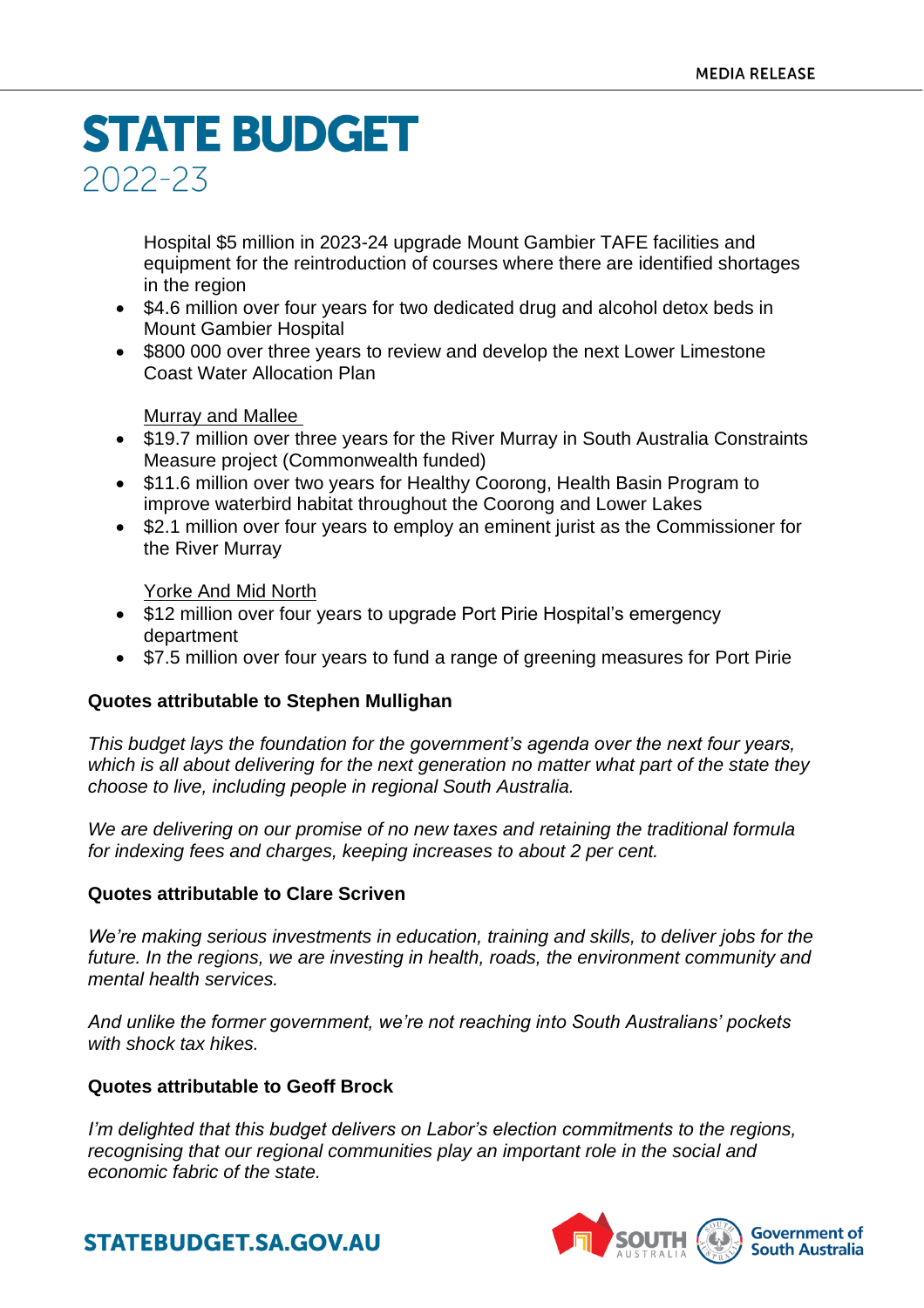Hospital $5 million in 2023-24 upgrade Mount Gambier TAFE facilities and equipment for the reintroduction of courses where there are identified shortages in the region

- $4.6 million over four years for two dedicated drug and alcohol detox beds in Mount Gambier Hospital
- $800 000 over three years to review and develop the next Lower Limestone Coast Water Allocation Plan

Murray and Mallee

- $19.7 million over three years for the River Murray in South Australia Constraints Measure project (Commonwealth funded)
- $11.6 million over two years for Healthy Coorong, Health Basin Program to improve waterbird habitat throughout the Coorong and Lower Lakes
- $2.1 million over four years to employ an eminent jurist as the Commissioner for the River Murray

Yorke And Mid North

- $12 million over four years to upgrade Port Pirie Hospital's emergency department
- $7.5 million over four years to fund a range of greening measures for Port Pirie

**Quotes attributable to Stephen Mullighan**

*This budget lays the foundation for the government's agenda over the next four years, which is all about delivering for the next generation no matter what part of the state they choose to live, including people in regional South Australia.*

*We are delivering on our promise of no new taxes and retaining the traditional formula for indexing fees and charges, keeping increases to about 2 per cent.*

**Quotes attributable to Clare Scriven**

*We're making serious investments in education, training and skills, to deliver jobs for the future. In the regions, we are investing in health, roads, the environment community and mental health services.*

*And unlike the former government, we're not reaching into South Australians' pockets with shock tax hikes.*

**Quotes attributable to Geoff Brock**

*I'm delighted that this budget delivers on Labor's election commitments to the regions, recognising that our regional communities play an important role in the social and economic fabric of the state.*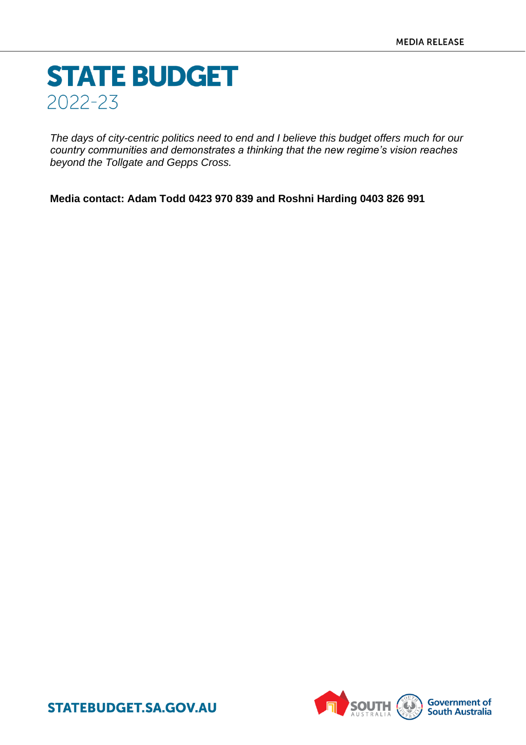*The days of city-centric politics need to end and I believe this budget offers much for our country communities and demonstrates a thinking that the new regime's vision reaches beyond the Tollgate and Gepps Cross.*

**Media contact: Adam Todd 0423 970 839 and Roshni Harding 0403 826 991**